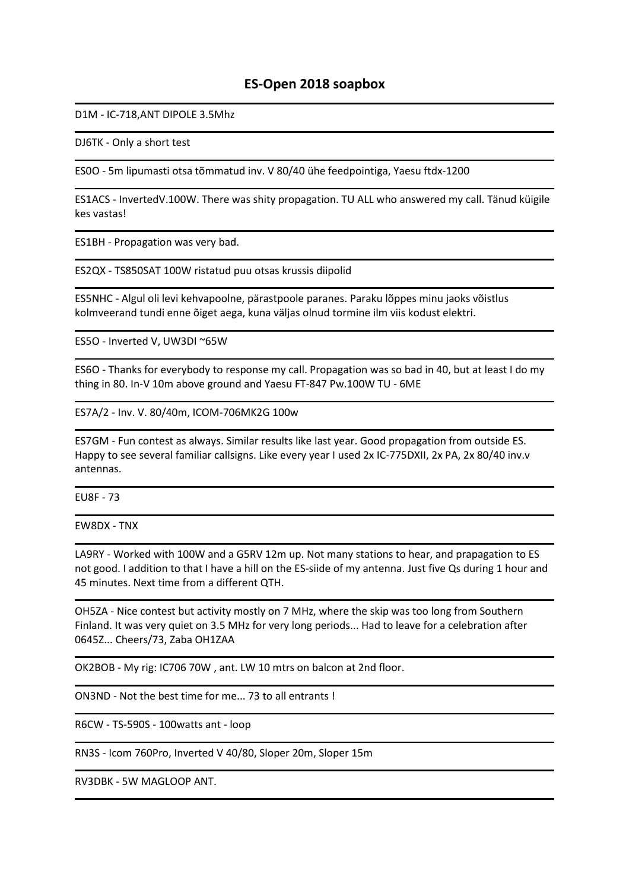## ES-Open 2018 soapbox

---

D1M - IC-718,ANT DIPOLE 3.5Mhz

---

DJ6TK - Only a short test

---

ES0O - 5m lipumasti otsa tõmmatud inv. V 80/40 ühe feedpointiga, Yaesu ftdx-1200

---

ES1ACS - InvertedV.100W. There was shity propagation. TU ALL who answered my call. Tänud küigile kes vastas!

---

ES1BH - Propagation was very bad.

---

ES2QX - TS850SAT 100W ristatud puu otsas krussis diipolid

---

ES5NHC - Algul oli levi kehvapoolne, pärastpoole paranes. Paraku lõppes minu jaoks võistlus kolmveerand tundi enne õiget aega, kuna väljas olnud tormine ilm viis kodust elektri.

---

ES5O - Inverted V, UW3DI ~65W

---

ES6O - Thanks for everybody to response my call. Propagation was so bad in 40, but at least I do my thing in 80. In-V 10m above ground and Yaesu FT-847 Pw.100W TU - 6ME

---

ES7A/2 - Inv. V. 80/40m, ICOM-706MK2G 100w

---

ES7GM - Fun contest as always. Similar results like last year. Good propagation from outside ES. Happy to see several familiar callsigns. Like every year I used 2x IC-775DXII, 2x PA, 2x 80/40 inv.v antennas.

---

EU8F - 73

---

EW8DX - TNX

---

LA9RY - Worked with 100W and a G5RV 12m up. Not many stations to hear, and prapagation to ES not good. I addition to that I have a hill on the ES-siide of my antenna. Just five Qs during 1 hour and 45 minutes. Next time from a different QTH.

---

OH5ZA - Nice contest but activity mostly on 7 MHz, where the skip was too long from Southern Finland. It was very quiet on 3.5 MHz for very long periods... Had to leave for a celebration after 0645Z... Cheers/73, Zaba OH1ZAA

---

OK2BOB - My rig: IC706 70W , ant. LW 10 mtrs on balcon at 2nd floor.

---

ON3ND - Not the best time for me... 73 to all entrants !

---

R6CW - TS-590S - 100watts ant - loop

---

RN3S - Icom 760Pro, Inverted V 40/80, Sloper 20m, Sloper 15m

---

RV3DBK - 5W MAGLOOP ANT.

---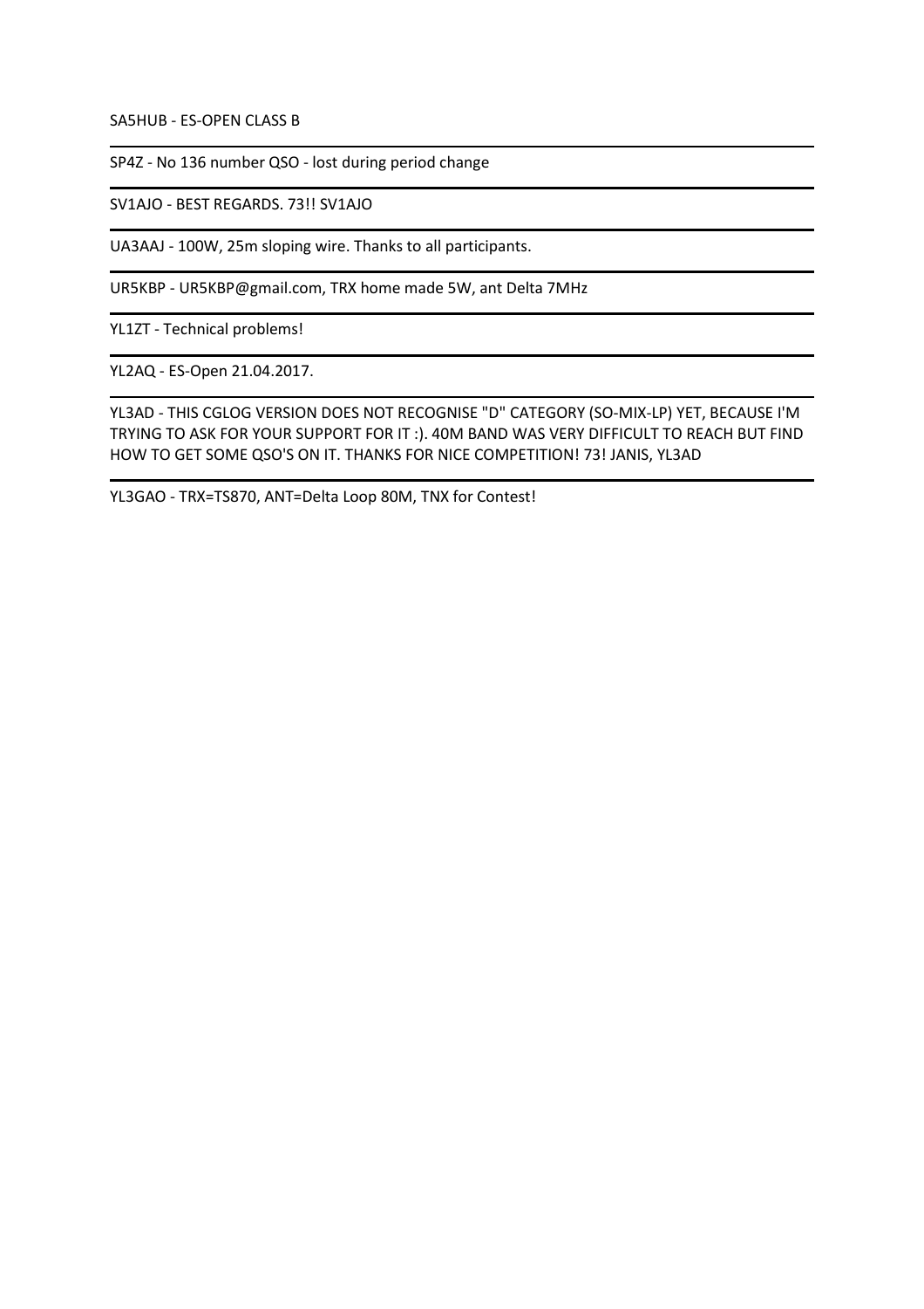SA5HUB - ES-OPEN CLASS B

---

SP4Z - No 136 number QSO - lost during period change

---

SV1AJO - BEST REGARDS. 73!! SV1AJO

---

UA3AAJ - 100W, 25m sloping wire. Thanks to all participants.

---

UR5KBP - UR5KBP@gmail.com, TRX home made 5W, ant Delta 7MHz

---

YL1ZT - Technical problems!

---

YL2AQ - ES-Open 21.04.2017.

---

YL3AD - THIS CGLOG VERSION DOES NOT RECOGNISE "D" CATEGORY (SO-MIX-LP) YET, BECAUSE I'M TRYING TO ASK FOR YOUR SUPPORT FOR IT :). 40M BAND WAS VERY DIFFICULT TO REACH BUT FIND HOW TO GET SOME QSO'S ON IT. THANKS FOR NICE COMPETITION! 73! JANIS, YL3AD

---

YL3GAO - TRX=TS870, ANT=Delta Loop 80M, TNX for Contest!